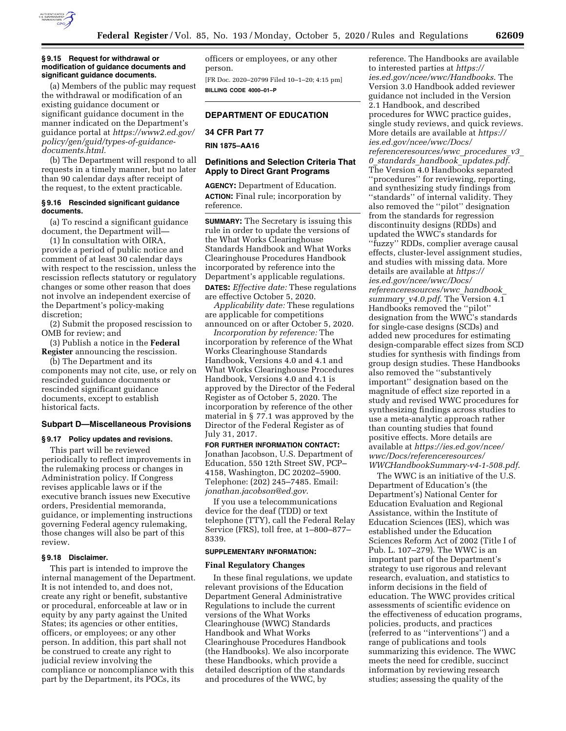### § 9.15 Request for withdrawal or modification of guidance documents and significant guidance documents.

(a) Members of the public may request the withdrawal or modification of an existing guidance document or significant guidance document in the manner indicated on the Department's guidance portal at *https://www2.ed.gov/policy/gen/guid/types-of-guidance-documents.html.*

(b) The Department will respond to all requests in a timely manner, but no later than 90 calendar days after receipt of the request, to the extent practicable.

### § 9.16 Rescinded significant guidance documents.

(a) To rescind a significant guidance document, the Department will—

(1) In consultation with OIRA, provide a period of public notice and comment of at least 30 calendar days with respect to the rescission, unless the rescission reflects statutory or regulatory changes or some other reason that does not involve an independent exercise of the Department's policy-making discretion;

(2) Submit the proposed rescission to OMB for review; and

(3) Publish a notice in the **Federal Register** announcing the rescission.

(b) The Department and its components may not cite, use, or rely on rescinded guidance documents or rescinded significant guidance documents, except to establish historical facts.

## Subpart D—Miscellaneous Provisions

### § 9.17 Policy updates and revisions.

This part will be reviewed periodically to reflect improvements in the rulemaking process or changes in Administration policy. If Congress revises applicable laws or if the executive branch issues new Executive orders, Presidential memoranda, guidance, or implementing instructions governing Federal agency rulemaking, those changes will also be part of this review.

### § 9.18 Disclaimer.

This part is intended to improve the internal management of the Department. It is not intended to, and does not, create any right or benefit, substantive or procedural, enforceable at law or in equity by any party against the United States; its agencies or other entities, officers, or employees; or any other person. In addition, this part shall not be construed to create any right to judicial review involving the compliance or noncompliance with this part by the Department, its POCs, its officers or employees, or any other person.

[FR Doc. 2020–20799 Filed 10–1–20; 4:15 pm]

**BILLING CODE 4000–01–P**

---

## DEPARTMENT OF EDUCATION

## 34 CFR Part 77

**RIN 1875–AA16**

## Definitions and Selection Criteria That Apply to Direct Grant Programs

**AGENCY:** Department of Education.

**ACTION:** Final rule; incorporation by reference.

**SUMMARY:** The Secretary is issuing this rule in order to update the versions of the What Works Clearinghouse Standards Handbook and What Works Clearinghouse Procedures Handbook incorporated by reference into the Department's applicable regulations.

**DATES:** *Effective date:* These regulations are effective October 5, 2020.

*Applicability date:* These regulations are applicable for competitions announced on or after October 5, 2020.

*Incorporation by reference:* The incorporation by reference of the What Works Clearinghouse Standards Handbook, Versions 4.0 and 4.1 and What Works Clearinghouse Procedures Handbook, Versions 4.0 and 4.1 is approved by the Director of the Federal Register as of October 5, 2020. The incorporation by reference of the other material in § 77.1 was approved by the Director of the Federal Register as of July 31, 2017.

**FOR FURTHER INFORMATION CONTACT:** Jonathan Jacobson, U.S. Department of Education, 550 12th Street SW, PCP–4158, Washington, DC 20202–5900. Telephone: (202) 245–7485. Email: *jonathan.jacobson@ed.gov.*

If you use a telecommunications device for the deaf (TDD) or text telephone (TTY), call the Federal Relay Service (FRS), toll free, at 1–800–877–8339.

**SUPPLEMENTARY INFORMATION:**

### Final Regulatory Changes

In these final regulations, we update relevant provisions of the Education Department General Administrative Regulations to include the current versions of the What Works Clearinghouse (WWC) Standards Handbook and What Works Clearinghouse Procedures Handbook (the Handbooks). We also incorporate these Handbooks, which provide a detailed description of the standards and procedures of the WWC, by reference. The Handbooks are available to interested parties at *https://ies.ed.gov/ncee/wwc/Handbooks.* The Version 3.0 Handbook added reviewer guidance not included in the Version 2.1 Handbook, and described procedures for WWC practice guides, single study reviews, and quick reviews. More details are available at *https://ies.ed.gov/ncee/wwc/Docs/referenceresources/wwc_procedures_v3_0_standards_handbook_updates.pdf.* The Version 4.0 Handbooks separated "procedures" for reviewing, reporting, and synthesizing study findings from "standards" of internal validity. They also removed the "pilot" designation from the standards for regression discontinuity designs (RDDs) and updated the WWC's standards for "fuzzy" RDDs, complier average causal effects, cluster-level assignment studies, and studies with missing data. More details are available at *https://ies.ed.gov/ncee/wwc/Docs/referenceresources/wwc_handbook_summary_v4.0.pdf.* The Version 4.1 Handbooks removed the "pilot" designation from the WWC's standards for single-case designs (SCDs) and added new procedures for estimating design-comparable effect sizes from SCD studies for synthesis with findings from group design studies. These Handbooks also removed the "substantively important" designation based on the magnitude of effect size reported in a study and revised WWC procedures for synthesizing findings across studies to use a meta-analytic approach rather than counting studies that found positive effects. More details are available at *https://ies.ed.gov/ncee/wwc/Docs/referenceresources/WWCHandbookSummary-v4-1-508.pdf.*

The WWC is an initiative of the U.S. Department of Education's (the Department's) National Center for Education Evaluation and Regional Assistance, within the Institute of Education Sciences (IES), which was established under the Education Sciences Reform Act of 2002 (Title I of Pub. L. 107–279). The WWC is an important part of the Department's strategy to use rigorous and relevant research, evaluation, and statistics to inform decisions in the field of education. The WWC provides critical assessments of scientific evidence on the effectiveness of education programs, policies, products, and practices (referred to as "interventions") and a range of publications and tools summarizing this evidence. The WWC meets the need for credible, succinct information by reviewing research studies; assessing the quality of the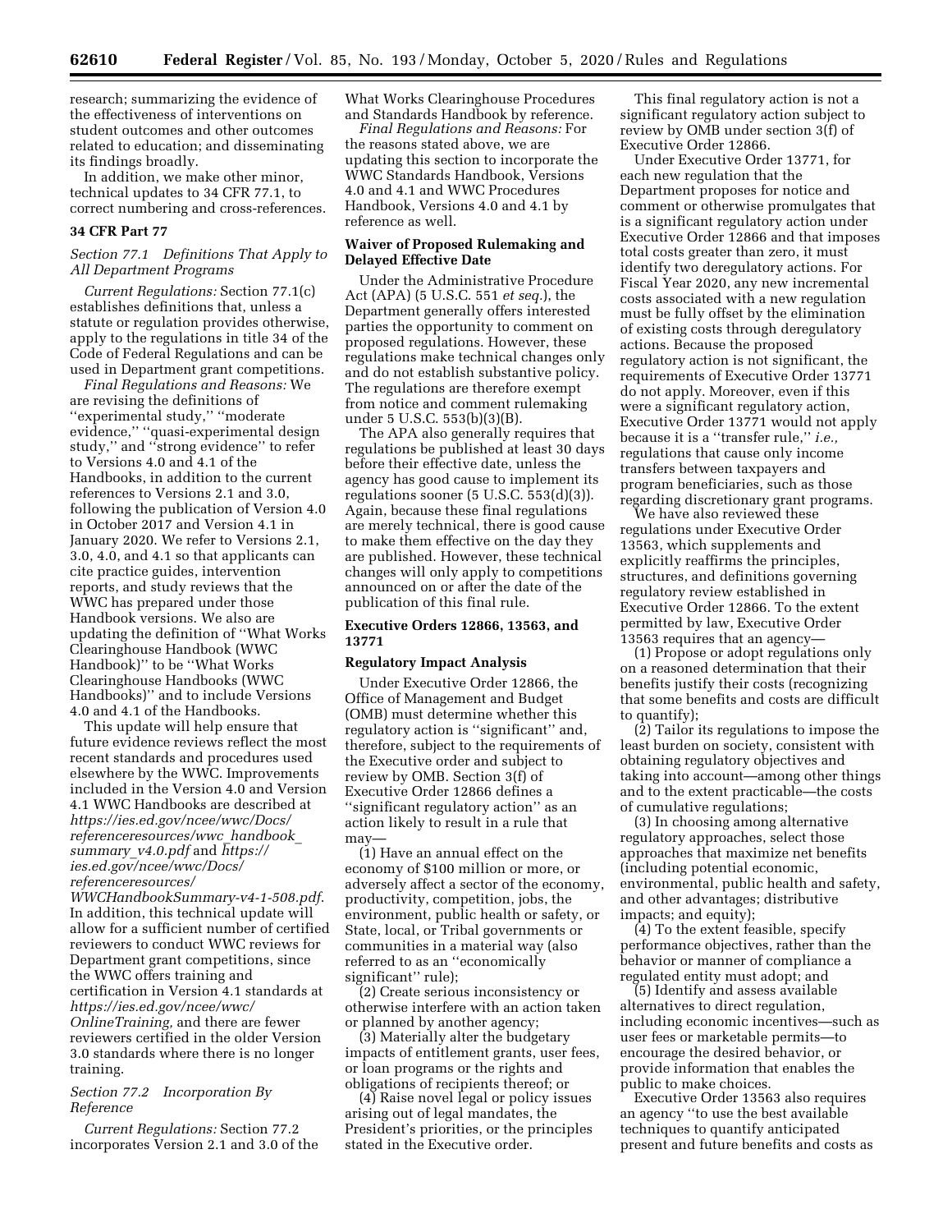research; summarizing the evidence of the effectiveness of interventions on student outcomes and other outcomes related to education; and disseminating its findings broadly.

In addition, we make other minor, technical updates to 34 CFR 77.1, to correct numbering and cross-references.

### 34 CFR Part 77

*Section 77.1 Definitions That Apply to All Department Programs*

*Current Regulations:* Section 77.1(c) establishes definitions that, unless a statute or regulation provides otherwise, apply to the regulations in title 34 of the Code of Federal Regulations and can be used in Department grant competitions.

*Final Regulations and Reasons:* We are revising the definitions of ''experimental study,'' ''moderate evidence,'' ''quasi-experimental design study,'' and ''strong evidence'' to refer to Versions 4.0 and 4.1 of the Handbooks, in addition to the current references to Versions 2.1 and 3.0, following the publication of Version 4.0 in October 2017 and Version 4.1 in January 2020. We refer to Versions 2.1, 3.0, 4.0, and 4.1 so that applicants can cite practice guides, intervention reports, and study reviews that the WWC has prepared under those Handbook versions. We also are updating the definition of ''What Works Clearinghouse Handbook (WWC Handbook)'' to be ''What Works Clearinghouse Handbooks (WWC Handbooks)'' and to include Versions 4.0 and 4.1 of the Handbooks.

This update will help ensure that future evidence reviews reflect the most recent standards and procedures used elsewhere by the WWC. Improvements included in the Version 4.0 and Version 4.1 WWC Handbooks are described at *https://ies.ed.gov/ncee/wwc/Docs/referenceresources/wwc_handbook_summary_v4.0.pdf* and *https://ies.ed.gov/ncee/wwc/Docs/referenceresources/WWCHandbookSummary-v4-1-508.pdf*. In addition, this technical update will allow for a sufficient number of certified reviewers to conduct WWC reviews for Department grant competitions, since the WWC offers training and certification in Version 4.1 standards at *https://ies.ed.gov/ncee/wwc/OnlineTraining,* and there are fewer reviewers certified in the older Version 3.0 standards where there is no longer training.

*Section 77.2 Incorporation By Reference*

*Current Regulations:* Section 77.2 incorporates Version 2.1 and 3.0 of the What Works Clearinghouse Procedures and Standards Handbook by reference.

*Final Regulations and Reasons:* For the reasons stated above, we are updating this section to incorporate the WWC Standards Handbook, Versions 4.0 and 4.1 and WWC Procedures Handbook, Versions 4.0 and 4.1 by reference as well.

### Waiver of Proposed Rulemaking and Delayed Effective Date

Under the Administrative Procedure Act (APA) (5 U.S.C. 551 *et seq.*), the Department generally offers interested parties the opportunity to comment on proposed regulations. However, these regulations make technical changes only and do not establish substantive policy. The regulations are therefore exempt from notice and comment rulemaking under 5 U.S.C. 553(b)(3)(B).

The APA also generally requires that regulations be published at least 30 days before their effective date, unless the agency has good cause to implement its regulations sooner (5 U.S.C. 553(d)(3)). Again, because these final regulations are merely technical, there is good cause to make them effective on the day they are published. However, these technical changes will only apply to competitions announced on or after the date of the publication of this final rule.

### Executive Orders 12866, 13563, and 13771

### Regulatory Impact Analysis

Under Executive Order 12866, the Office of Management and Budget (OMB) must determine whether this regulatory action is ''significant'' and, therefore, subject to the requirements of the Executive order and subject to review by OMB. Section 3(f) of Executive Order 12866 defines a ''significant regulatory action'' as an action likely to result in a rule that may—

(1) Have an annual effect on the economy of $100 million or more, or adversely affect a sector of the economy, productivity, competition, jobs, the environment, public health or safety, or State, local, or Tribal governments or communities in a material way (also referred to as an ''economically significant'' rule);

(2) Create serious inconsistency or otherwise interfere with an action taken or planned by another agency;

(3) Materially alter the budgetary impacts of entitlement grants, user fees, or loan programs or the rights and obligations of recipients thereof; or

(4) Raise novel legal or policy issues arising out of legal mandates, the President's priorities, or the principles stated in the Executive order.

This final regulatory action is not a significant regulatory action subject to review by OMB under section 3(f) of Executive Order 12866.

Under Executive Order 13771, for each new regulation that the Department proposes for notice and comment or otherwise promulgates that is a significant regulatory action under Executive Order 12866 and that imposes total costs greater than zero, it must identify two deregulatory actions. For Fiscal Year 2020, any new incremental costs associated with a new regulation must be fully offset by the elimination of existing costs through deregulatory actions. Because the proposed regulatory action is not significant, the requirements of Executive Order 13771 do not apply. Moreover, even if this were a significant regulatory action, Executive Order 13771 would not apply because it is a ''transfer rule,'' *i.e.,* regulations that cause only income transfers between taxpayers and program beneficiaries, such as those regarding discretionary grant programs.

We have also reviewed these regulations under Executive Order 13563, which supplements and explicitly reaffirms the principles, structures, and definitions governing regulatory review established in Executive Order 12866. To the extent permitted by law, Executive Order 13563 requires that an agency—

(1) Propose or adopt regulations only on a reasoned determination that their benefits justify their costs (recognizing that some benefits and costs are difficult to quantify);

(2) Tailor its regulations to impose the least burden on society, consistent with obtaining regulatory objectives and taking into account—among other things and to the extent practicable—the costs of cumulative regulations;

(3) In choosing among alternative regulatory approaches, select those approaches that maximize net benefits (including potential economic, environmental, public health and safety, and other advantages; distributive impacts; and equity);

(4) To the extent feasible, specify performance objectives, rather than the behavior or manner of compliance a regulated entity must adopt; and

(5) Identify and assess available alternatives to direct regulation, including economic incentives—such as user fees or marketable permits—to encourage the desired behavior, or provide information that enables the public to make choices.

Executive Order 13563 also requires an agency ''to use the best available techniques to quantify anticipated present and future benefits and costs as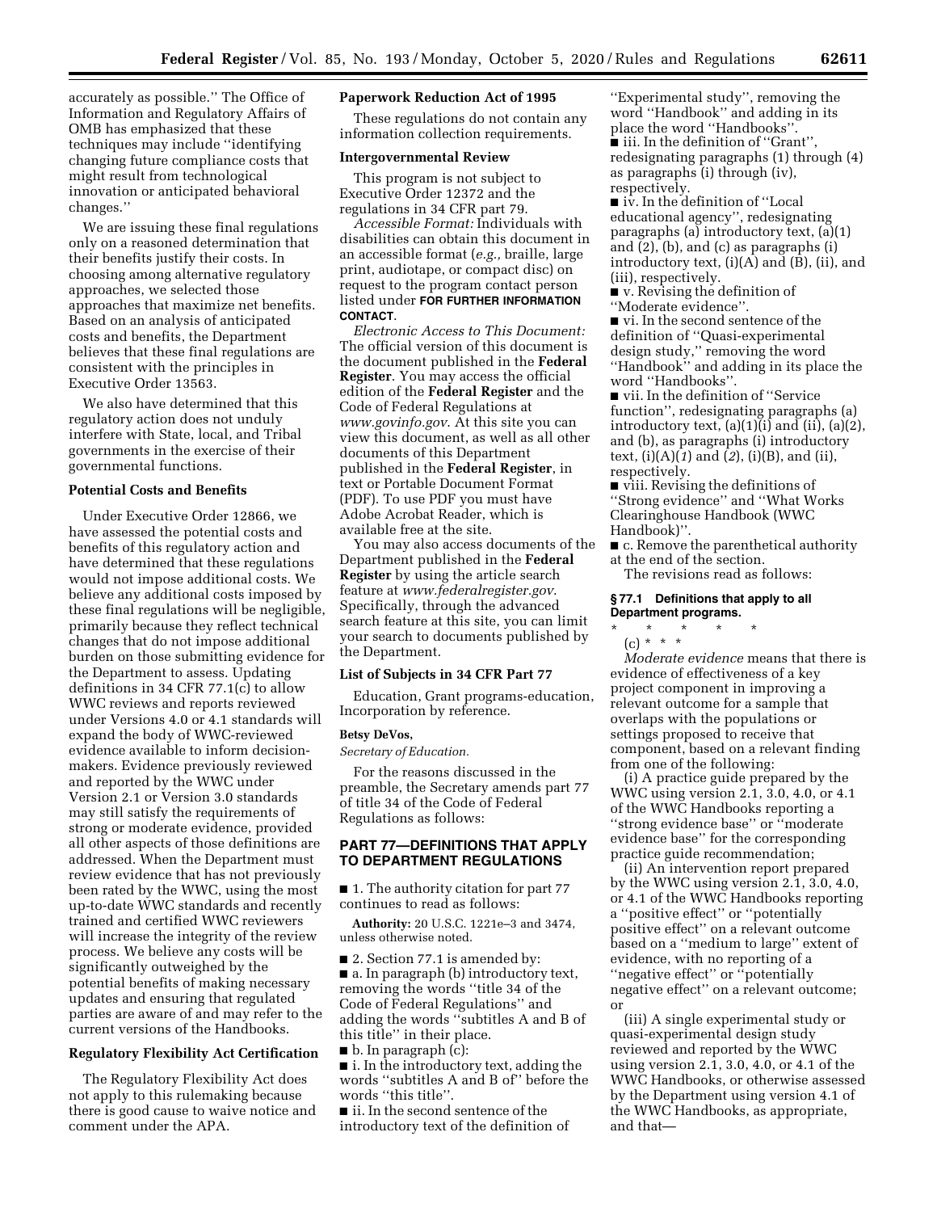accurately as possible.'' The Office of Information and Regulatory Affairs of OMB has emphasized that these techniques may include ''identifying changing future compliance costs that might result from technological innovation or anticipated behavioral changes.''

We are issuing these final regulations only on a reasoned determination that their benefits justify their costs. In choosing among alternative regulatory approaches, we selected those approaches that maximize net benefits. Based on an analysis of anticipated costs and benefits, the Department believes that these final regulations are consistent with the principles in Executive Order 13563.

We also have determined that this regulatory action does not unduly interfere with State, local, and Tribal governments in the exercise of their governmental functions.

**Potential Costs and Benefits**

Under Executive Order 12866, we have assessed the potential costs and benefits of this regulatory action and have determined that these regulations would not impose additional costs. We believe any additional costs imposed by these final regulations will be negligible, primarily because they reflect technical changes that do not impose additional burden on those submitting evidence for the Department to assess. Updating definitions in 34 CFR 77.1(c) to allow WWC reviews and reports reviewed under Versions 4.0 or 4.1 standards will expand the body of WWC-reviewed evidence available to inform decision-makers. Evidence previously reviewed and reported by the WWC under Version 2.1 or Version 3.0 standards may still satisfy the requirements of strong or moderate evidence, provided all other aspects of those definitions are addressed. When the Department must review evidence that has not previously been rated by the WWC, using the most up-to-date WWC standards and recently trained and certified WWC reviewers will increase the integrity of the review process. We believe any costs will be significantly outweighed by the potential benefits of making necessary updates and ensuring that regulated parties are aware of and may refer to the current versions of the Handbooks.

**Regulatory Flexibility Act Certification**

The Regulatory Flexibility Act does not apply to this rulemaking because there is good cause to waive notice and comment under the APA.

**Paperwork Reduction Act of 1995**

These regulations do not contain any information collection requirements.

**Intergovernmental Review**

This program is not subject to Executive Order 12372 and the regulations in 34 CFR part 79.

*Accessible Format:* Individuals with disabilities can obtain this document in an accessible format (*e.g.,* braille, large print, audiotape, or compact disc) on request to the program contact person listed under **FOR FURTHER INFORMATION CONTACT**.

*Electronic Access to This Document:* The official version of this document is the document published in the **Federal Register**. You may access the official edition of the **Federal Register** and the Code of Federal Regulations at *www.govinfo.gov*. At this site you can view this document, as well as all other documents of this Department published in the **Federal Register**, in text or Portable Document Format (PDF). To use PDF you must have Adobe Acrobat Reader, which is available free at the site.

You may also access documents of the Department published in the **Federal Register** by using the article search feature at *www.federalregister.gov*. Specifically, through the advanced search feature at this site, you can limit your search to documents published by the Department.

**List of Subjects in 34 CFR Part 77**

Education, Grant programs-education, Incorporation by reference.

**Betsy DeVos,**

*Secretary of Education.*

For the reasons discussed in the preamble, the Secretary amends part 77 of title 34 of the Code of Federal Regulations as follows:

## PART 77—DEFINITIONS THAT APPLY TO DEPARTMENT REGULATIONS

■ 1. The authority citation for part 77 continues to read as follows:

**Authority:** 20 U.S.C. 1221e–3 and 3474, unless otherwise noted.

■ 2. Section 77.1 is amended by:

■ a. In paragraph (b) introductory text, removing the words ''title 34 of the Code of Federal Regulations'' and adding the words ''subtitles A and B of this title'' in their place.

■ b. In paragraph (c):

■ i. In the introductory text, adding the words ''subtitles A and B of'' before the words ''this title''.

■ ii. In the second sentence of the introductory text of the definition of ''Experimental study'', removing the word ''Handbook'' and adding in its place the word ''Handbooks''.

■ iii. In the definition of ''Grant'', redesignating paragraphs (1) through (4) as paragraphs (i) through (iv), respectively.

■ iv. In the definition of ''Local educational agency'', redesignating paragraphs (a) introductory text, (a)(1) and (2), (b), and (c) as paragraphs (i) introductory text, (i)(A) and (B), (ii), and (iii), respectively.

■ v. Revising the definition of ''Moderate evidence''.

■ vi. In the second sentence of the definition of ''Quasi-experimental design study,'' removing the word ''Handbook'' and adding in its place the word ''Handbooks''.

■ vii. In the definition of ''Service function'', redesignating paragraphs (a) introductory text, (a)(1)(i) and (ii), (a)(2), and (b), as paragraphs (i) introductory text, (i)(A)(*1*) and (*2*), (i)(B), and (ii), respectively.

■ viii. Revising the definitions of ''Strong evidence'' and ''What Works Clearinghouse Handbook (WWC Handbook)''.

■ c. Remove the parenthetical authority at the end of the section.

The revisions read as follows:

**§ 77.1 Definitions that apply to all Department programs.**

\* \* \* \* \*

(c) \* \* \*

*Moderate evidence* means that there is evidence of effectiveness of a key project component in improving a relevant outcome for a sample that overlaps with the populations or settings proposed to receive that component, based on a relevant finding from one of the following:

(i) A practice guide prepared by the WWC using version 2.1, 3.0, 4.0, or 4.1 of the WWC Handbooks reporting a ''strong evidence base'' or ''moderate evidence base'' for the corresponding practice guide recommendation;

(ii) An intervention report prepared by the WWC using version 2.1, 3.0, 4.0, or 4.1 of the WWC Handbooks reporting a ''positive effect'' or ''potentially positive effect'' on a relevant outcome based on a ''medium to large'' extent of evidence, with no reporting of a ''negative effect'' or ''potentially negative effect'' on a relevant outcome; or

(iii) A single experimental study or quasi-experimental design study reviewed and reported by the WWC using version 2.1, 3.0, 4.0, or 4.1 of the WWC Handbooks, or otherwise assessed by the Department using version 4.1 of the WWC Handbooks, as appropriate, and that—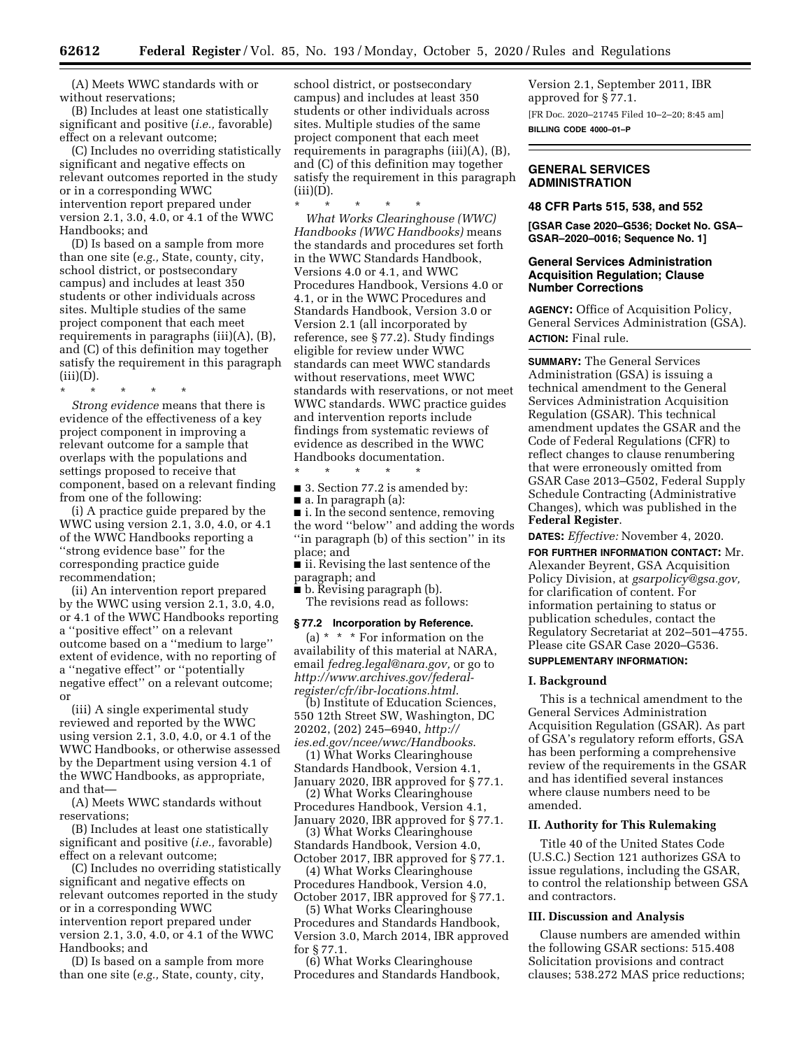(A) Meets WWC standards with or without reservations;

(B) Includes at least one statistically significant and positive (*i.e.,* favorable) effect on a relevant outcome;

(C) Includes no overriding statistically significant and negative effects on relevant outcomes reported in the study or in a corresponding WWC intervention report prepared under version 2.1, 3.0, 4.0, or 4.1 of the WWC Handbooks; and

(D) Is based on a sample from more than one site (*e.g.,* State, county, city, school district, or postsecondary campus) and includes at least 350 students or other individuals across sites. Multiple studies of the same project component that each meet requirements in paragraphs (iii)(A), (B), and (C) of this definition may together satisfy the requirement in this paragraph (iii)(D).

\* \* \* \* \*

*Strong evidence* means that there is evidence of the effectiveness of a key project component in improving a relevant outcome for a sample that overlaps with the populations and settings proposed to receive that component, based on a relevant finding from one of the following:

(i) A practice guide prepared by the WWC using version 2.1, 3.0, 4.0, or 4.1 of the WWC Handbooks reporting a ''strong evidence base'' for the corresponding practice guide recommendation;

(ii) An intervention report prepared by the WWC using version 2.1, 3.0, 4.0, or 4.1 of the WWC Handbooks reporting a ''positive effect'' on a relevant outcome based on a ''medium to large'' extent of evidence, with no reporting of a ''negative effect'' or ''potentially negative effect'' on a relevant outcome; or

(iii) A single experimental study reviewed and reported by the WWC using version 2.1, 3.0, 4.0, or 4.1 of the WWC Handbooks, or otherwise assessed by the Department using version 4.1 of the WWC Handbooks, as appropriate, and that—

(A) Meets WWC standards without reservations;

(B) Includes at least one statistically significant and positive (*i.e.,* favorable) effect on a relevant outcome;

(C) Includes no overriding statistically significant and negative effects on relevant outcomes reported in the study or in a corresponding WWC intervention report prepared under version 2.1, 3.0, 4.0, or 4.1 of the WWC Handbooks; and

(D) Is based on a sample from more than one site (*e.g.,* State, county, city, school district, or postsecondary campus) and includes at least 350 students or other individuals across sites. Multiple studies of the same project component that each meet requirements in paragraphs (iii)(A), (B), and (C) of this definition may together satisfy the requirement in this paragraph (iii)(D).

\* \* \* \* \*

*What Works Clearinghouse (WWC) Handbooks (WWC Handbooks)* means the standards and procedures set forth in the WWC Standards Handbook, Versions 4.0 or 4.1, and WWC Procedures Handbook, Versions 4.0 or 4.1, or in the WWC Procedures and Standards Handbook, Version 3.0 or Version 2.1 (all incorporated by reference, see § 77.2). Study findings eligible for review under WWC standards can meet WWC standards without reservations, meet WWC standards with reservations, or not meet WWC standards. WWC practice guides and intervention reports include findings from systematic reviews of evidence as described in the WWC Handbooks documentation.

\* \* \* \* \*

■ 3. Section 77.2 is amended by:

■ a. In paragraph (a):

■ i. In the second sentence, removing the word ''below'' and adding the words ''in paragraph (b) of this section'' in its place; and

■ ii. Revising the last sentence of the paragraph; and

■ b. Revising paragraph (b).

The revisions read as follows:

**§ 77.2 Incorporation by Reference.**

(a) \* \* \* For information on the availability of this material at NARA, email *fedreg.legal@nara.gov,* or go to *http://www.archives.gov/federal-register/cfr/ibr-locations.html*.

(b) Institute of Education Sciences, 550 12th Street SW, Washington, DC 20202, (202) 245–6940, *http://ies.ed.gov/ncee/wwc/Handbooks*.

(1) What Works Clearinghouse Standards Handbook, Version 4.1, January 2020, IBR approved for § 77.1.

(2) What Works Clearinghouse Procedures Handbook, Version 4.1, January 2020, IBR approved for § 77.1.

(3) What Works Clearinghouse Standards Handbook, Version 4.0, October 2017, IBR approved for § 77.1.

(4) What Works Clearinghouse Procedures Handbook, Version 4.0, October 2017, IBR approved for § 77.1.

(5) What Works Clearinghouse Procedures and Standards Handbook, Version 3.0, March 2014, IBR approved for § 77.1.

(6) What Works Clearinghouse Procedures and Standards Handbook, Version 2.1, September 2011, IBR approved for § 77.1.

[FR Doc. 2020–21745 Filed 10–2–20; 8:45 am]

**BILLING CODE 4000–01–P**

## GENERAL SERVICES ADMINISTRATION

### 48 CFR Parts 515, 538, and 552

**[GSAR Case 2020–G536; Docket No. GSA–GSAR–2020–0016; Sequence No. 1]**

### General Services Administration Acquisition Regulation; Clause Number Corrections

**AGENCY:** Office of Acquisition Policy, General Services Administration (GSA).

**ACTION:** Final rule.

**SUMMARY:** The General Services Administration (GSA) is issuing a technical amendment to the General Services Administration Acquisition Regulation (GSAR). This technical amendment updates the GSAR and the Code of Federal Regulations (CFR) to reflect changes to clause renumbering that were erroneously omitted from GSAR Case 2013–G502, Federal Supply Schedule Contracting (Administrative Changes), which was published in the **Federal Register**.

**DATES:** *Effective:* November 4, 2020.

**FOR FURTHER INFORMATION CONTACT:** Mr. Alexander Beyrent, GSA Acquisition Policy Division, at *gsarpolicy@gsa.gov,* for clarification of content. For information pertaining to status or publication schedules, contact the Regulatory Secretariat at 202–501–4755. Please cite GSAR Case 2020–G536.

**SUPPLEMENTARY INFORMATION:**

#### I. Background

This is a technical amendment to the General Services Administration Acquisition Regulation (GSAR). As part of GSA's regulatory reform efforts, GSA has been performing a comprehensive review of the requirements in the GSAR and has identified several instances where clause numbers need to be amended.

#### II. Authority for This Rulemaking

Title 40 of the United States Code (U.S.C.) Section 121 authorizes GSA to issue regulations, including the GSAR, to control the relationship between GSA and contractors.

#### III. Discussion and Analysis

Clause numbers are amended within the following GSAR sections: 515.408 Solicitation provisions and contract clauses; 538.272 MAS price reductions;